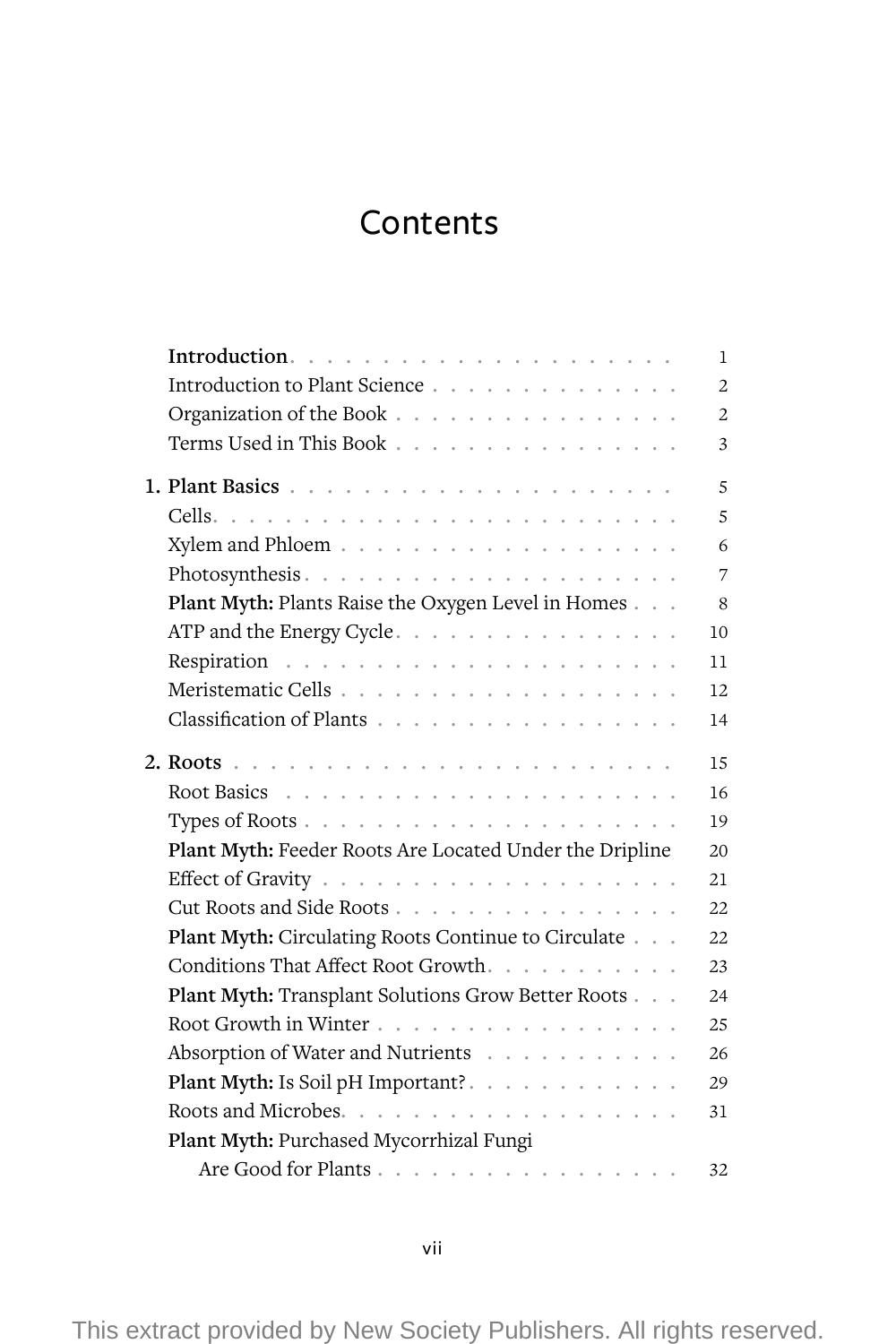# Contents

**Introduction** . . . . . . . . . . . . . . . . . . . . 1
Introduction to Plant Science . . . . . . . . . . . . . 2
Organization of the Book . . . . . . . . . . . . . . . 2
Terms Used in This Book . . . . . . . . . . . . . . . 3

**1. Plant Basics** . . . . . . . . . . . . . . . . . . . 5
Cells . . . . . . . . . . . . . . . . . . . . . . . . 5
Xylem and Phloem . . . . . . . . . . . . . . . . . . 6
Photosynthesis . . . . . . . . . . . . . . . . . . . 7
**Plant Myth:** Plants Raise the Oxygen Level in Homes . . . 8
ATP and the Energy Cycle . . . . . . . . . . . . . . 10
Respiration . . . . . . . . . . . . . . . . . . . . 11
Meristematic Cells . . . . . . . . . . . . . . . . . 12
Classification of Plants . . . . . . . . . . . . . . 14

**2. Roots** . . . . . . . . . . . . . . . . . . . . . 15
Root Basics . . . . . . . . . . . . . . . . . . . . 16
Types of Roots . . . . . . . . . . . . . . . . . . . 19
**Plant Myth:** Feeder Roots Are Located Under the Dripline 20
Effect of Gravity . . . . . . . . . . . . . . . . . 21
Cut Roots and Side Roots . . . . . . . . . . . . . . 22
**Plant Myth:** Circulating Roots Continue to Circulate . . . 22
Conditions That Affect Root Growth . . . . . . . . . 23
**Plant Myth:** Transplant Solutions Grow Better Roots . . . 24
Root Growth in Winter . . . . . . . . . . . . . . . . 25
Absorption of Water and Nutrients . . . . . . . . . . 26
**Plant Myth:** Is Soil pH Important? . . . . . . . . . 29
Roots and Microbes . . . . . . . . . . . . . . . . . 31
**Plant Myth:** Purchased Mycorrhizal Fungi
Are Good for Plants . . . . . . . . . . . . . . . . . 32

This extract provided by New Society Publishers. All rights reserved.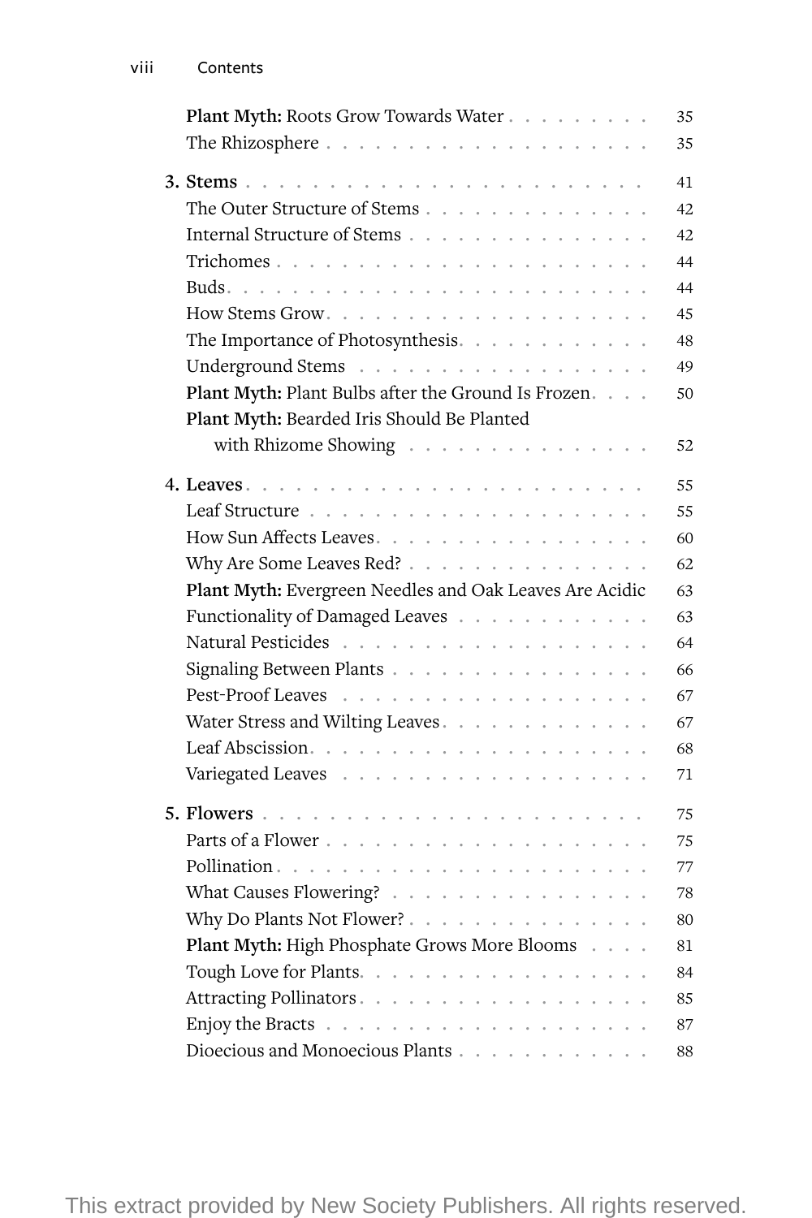Plant Myth: Roots Grow Towards Water . . . . . . . . . 35
The Rhizosphere . . . . . . . . . . . . . . . . . . . . 35

**3. Stems** . . . . . . . . . . . . . . . . . . . . . . . . 41
The Outer Structure of Stems . . . . . . . . . . . . . . 42
Internal Structure of Stems . . . . . . . . . . . . . . . 42
Trichomes . . . . . . . . . . . . . . . . . . . . . . . . 44
Buds . . . . . . . . . . . . . . . . . . . . . . . . . . . 44
How Stems Grow . . . . . . . . . . . . . . . . . . . . . 45
The Importance of Photosynthesis . . . . . . . . . . . . 48
Underground Stems . . . . . . . . . . . . . . . . . . . 49
**Plant Myth:** Plant Bulbs after the Ground Is Frozen . . . . 50
**Plant Myth:** Bearded Iris Should Be Planted with Rhizome Showing . . . . . . . . . . . . . . . 52

**4. Leaves** . . . . . . . . . . . . . . . . . . . . . . . . 55
Leaf Structure . . . . . . . . . . . . . . . . . . . . . 55
How Sun Affects Leaves . . . . . . . . . . . . . . . . . 60
Why Are Some Leaves Red? . . . . . . . . . . . . . . . 62
**Plant Myth:** Evergreen Needles and Oak Leaves Are Acidic 63
Functionality of Damaged Leaves . . . . . . . . . . . . 63
Natural Pesticides . . . . . . . . . . . . . . . . . . . 64
Signaling Between Plants . . . . . . . . . . . . . . . . 66
Pest-Proof Leaves . . . . . . . . . . . . . . . . . . . 67
Water Stress and Wilting Leaves . . . . . . . . . . . . 67
Leaf Abscission . . . . . . . . . . . . . . . . . . . . . 68
Variegated Leaves . . . . . . . . . . . . . . . . . . . 71

**5. Flowers** . . . . . . . . . . . . . . . . . . . . . . . 75
Parts of a Flower . . . . . . . . . . . . . . . . . . . . 75
Pollination . . . . . . . . . . . . . . . . . . . . . . . 77
What Causes Flowering? . . . . . . . . . . . . . . . . 78
Why Do Plants Not Flower? . . . . . . . . . . . . . . . 80
**Plant Myth:** High Phosphate Grows More Blooms . . . . 81
Tough Love for Plants . . . . . . . . . . . . . . . . . 84
Attracting Pollinators . . . . . . . . . . . . . . . . . 85
Enjoy the Bracts . . . . . . . . . . . . . . . . . . . . 87
Dioecious and Monoecious Plants . . . . . . . . . . . . 88

This extract provided by New Society Publishers. All rights reserved.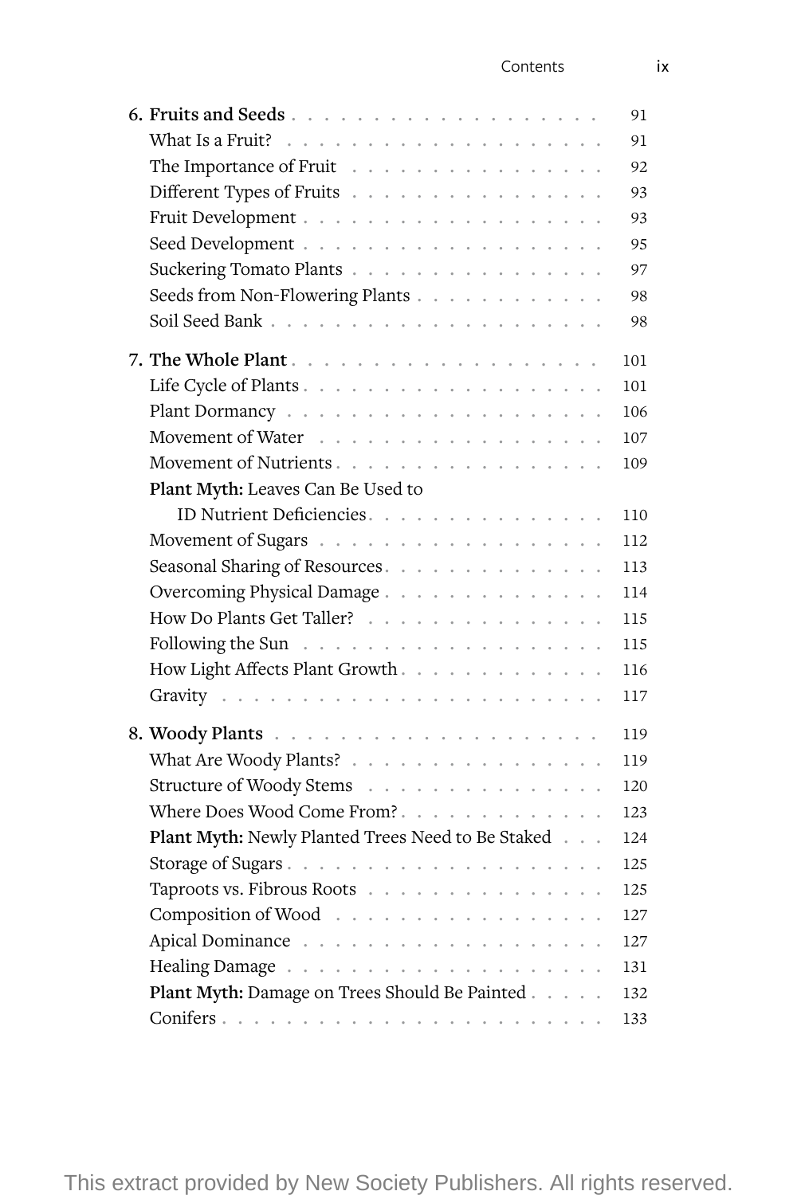6. **Fruits and Seeds** . . . . . . . . . . . . . . . . . . . . 91
   What Is a Fruit? . . . . . . . . . . . . . . . . . . . . 91
   The Importance of Fruit . . . . . . . . . . . . . . . . 92
   Different Types of Fruits . . . . . . . . . . . . . . . 93
   Fruit Development . . . . . . . . . . . . . . . . . . . 93
   Seed Development . . . . . . . . . . . . . . . . . . . 95
   Suckering Tomato Plants . . . . . . . . . . . . . . . 97
   Seeds from Non-Flowering Plants . . . . . . . . . . . 98
   Soil Seed Bank . . . . . . . . . . . . . . . . . . . . 98

7. **The Whole Plant** . . . . . . . . . . . . . . . . . . . 101
   Life Cycle of Plants . . . . . . . . . . . . . . . . . 101
   Plant Dormancy . . . . . . . . . . . . . . . . . . . . 106
   Movement of Water . . . . . . . . . . . . . . . . . . 107
   Movement of Nutrients . . . . . . . . . . . . . . . . 109
   **Plant Myth:** Leaves Can Be Used to ID Nutrient Deficiencies . . . . . . . . . . . . . . . 110
   Movement of Sugars . . . . . . . . . . . . . . . . . . 112
   Seasonal Sharing of Resources . . . . . . . . . . . . 113
   Overcoming Physical Damage . . . . . . . . . . . . . 114
   How Do Plants Get Taller? . . . . . . . . . . . . . . 115
   Following the Sun . . . . . . . . . . . . . . . . . . . 115
   How Light Affects Plant Growth . . . . . . . . . . . . 116
   Gravity . . . . . . . . . . . . . . . . . . . . . . . . 117

8. **Woody Plants** . . . . . . . . . . . . . . . . . . . . 119
   What Are Woody Plants? . . . . . . . . . . . . . . . 119
   Structure of Woody Stems . . . . . . . . . . . . . . 120
   Where Does Wood Come From? . . . . . . . . . . . . 123
   **Plant Myth:** Newly Planted Trees Need to Be Staked . . . 124
   Storage of Sugars . . . . . . . . . . . . . . . . . . . 125
   Taproots vs. Fibrous Roots . . . . . . . . . . . . . . 125
   Composition of Wood . . . . . . . . . . . . . . . . . 127
   Apical Dominance . . . . . . . . . . . . . . . . . . . 127
   Healing Damage . . . . . . . . . . . . . . . . . . . . 131
   **Plant Myth:** Damage on Trees Should Be Painted . . . . . 132
   Conifers . . . . . . . . . . . . . . . . . . . . . . . 133

This extract provided by New Society Publishers. All rights reserved.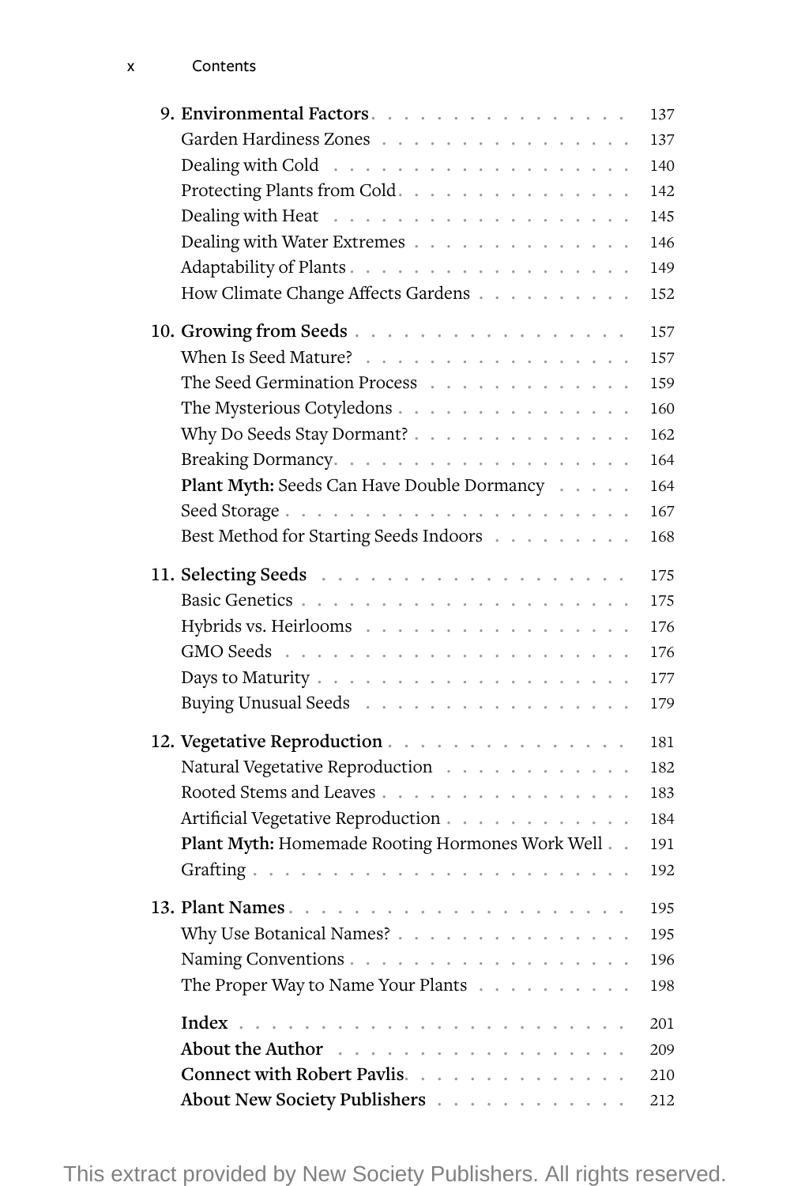**9. Environmental Factors** . . . . . . . . . . . . . . . . 137
Garden Hardiness Zones . . . . . . . . . . . . . . . . 137
Dealing with Cold . . . . . . . . . . . . . . . . . . 140
Protecting Plants from Cold . . . . . . . . . . . . . . 142
Dealing with Heat . . . . . . . . . . . . . . . . . . 145
Dealing with Water Extremes . . . . . . . . . . . . . 146
Adaptability of Plants . . . . . . . . . . . . . . . . . 149
How Climate Change Affects Gardens . . . . . . . . . . 152

**10. Growing from Seeds** . . . . . . . . . . . . . . . . 157
When Is Seed Mature? . . . . . . . . . . . . . . . . 157
The Seed Germination Process . . . . . . . . . . . . 159
The Mysterious Cotyledons . . . . . . . . . . . . . . 160
Why Do Seeds Stay Dormant? . . . . . . . . . . . . . 162
Breaking Dormancy . . . . . . . . . . . . . . . . . . 164
**Plant Myth:** Seeds Can Have Double Dormancy . . . . . 164
Seed Storage . . . . . . . . . . . . . . . . . . . . . 167
Best Method for Starting Seeds Indoors . . . . . . . . . 168

**11. Selecting Seeds** . . . . . . . . . . . . . . . . . . 175
Basic Genetics . . . . . . . . . . . . . . . . . . . . 175
Hybrids vs. Heirlooms . . . . . . . . . . . . . . . . 176
GMO Seeds . . . . . . . . . . . . . . . . . . . . . 176
Days to Maturity . . . . . . . . . . . . . . . . . . . 177
Buying Unusual Seeds . . . . . . . . . . . . . . . . 179

**12. Vegetative Reproduction** . . . . . . . . . . . . . . 181
Natural Vegetative Reproduction . . . . . . . . . . . . 182
Rooted Stems and Leaves . . . . . . . . . . . . . . . 183
Artificial Vegetative Reproduction . . . . . . . . . . . 184
**Plant Myth:** Homemade Rooting Hormones Work Well . . 191
Grafting . . . . . . . . . . . . . . . . . . . . . . . 192

**13. Plant Names** . . . . . . . . . . . . . . . . . . . . 195
Why Use Botanical Names? . . . . . . . . . . . . . . 195
Naming Conventions . . . . . . . . . . . . . . . . . . 196
The Proper Way to Name Your Plants . . . . . . . . . . 198

**Index** . . . . . . . . . . . . . . . . . . . . . . . . 201
**About the Author** . . . . . . . . . . . . . . . . . . 209
**Connect with Robert Pavlis** . . . . . . . . . . . . . 210
**About New Society Publishers** . . . . . . . . . . . . 212

This extract provided by New Society Publishers. All rights reserved.